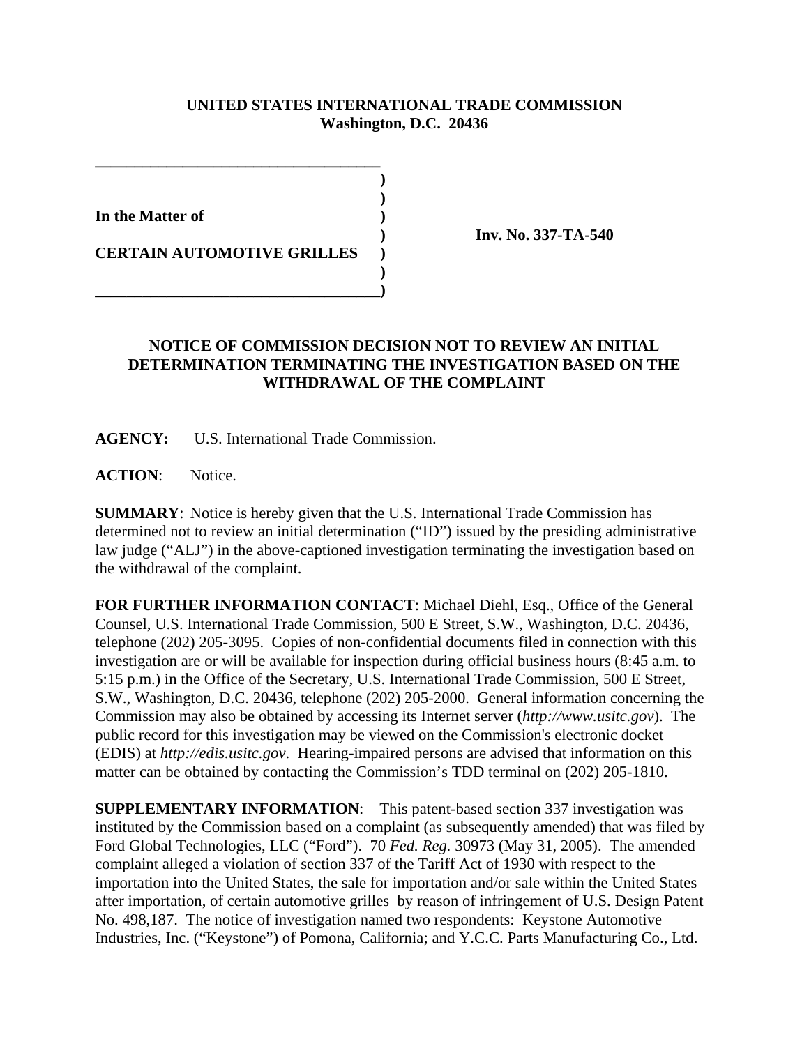**UNITED STATES INTERNATIONAL TRADE COMMISSION**
**Washington, D.C. 20436**

**In the Matter of**

**CERTAIN AUTOMOTIVE GRILLES**

**Inv. No. 337-TA-540**

## NOTICE OF COMMISSION DECISION NOT TO REVIEW AN INITIAL DETERMINATION TERMINATING THE INVESTIGATION BASED ON THE WITHDRAWAL OF THE COMPLAINT

**AGENCY:** U.S. International Trade Commission.

**ACTION**: Notice.

**SUMMARY**: Notice is hereby given that the U.S. International Trade Commission has determined not to review an initial determination ("ID") issued by the presiding administrative law judge ("ALJ") in the above-captioned investigation terminating the investigation based on the withdrawal of the complaint.

**FOR FURTHER INFORMATION CONTACT**: Michael Diehl, Esq., Office of the General Counsel, U.S. International Trade Commission, 500 E Street, S.W., Washington, D.C. 20436, telephone (202) 205-3095. Copies of non-confidential documents filed in connection with this investigation are or will be available for inspection during official business hours (8:45 a.m. to 5:15 p.m.) in the Office of the Secretary, U.S. International Trade Commission, 500 E Street, S.W., Washington, D.C. 20436, telephone (202) 205-2000. General information concerning the Commission may also be obtained by accessing its Internet server (*http://www.usitc.gov*). The public record for this investigation may be viewed on the Commission's electronic docket (EDIS) at *http://edis.usitc.gov*. Hearing-impaired persons are advised that information on this matter can be obtained by contacting the Commission's TDD terminal on (202) 205-1810.

**SUPPLEMENTARY INFORMATION**: This patent-based section 337 investigation was instituted by the Commission based on a complaint (as subsequently amended) that was filed by Ford Global Technologies, LLC ("Ford"). 70 *Fed. Reg.* 30973 (May 31, 2005). The amended complaint alleged a violation of section 337 of the Tariff Act of 1930 with respect to the importation into the United States, the sale for importation and/or sale within the United States after importation, of certain automotive grilles by reason of infringement of U.S. Design Patent No. 498,187. The notice of investigation named two respondents: Keystone Automotive Industries, Inc. ("Keystone") of Pomona, California; and Y.C.C. Parts Manufacturing Co., Ltd.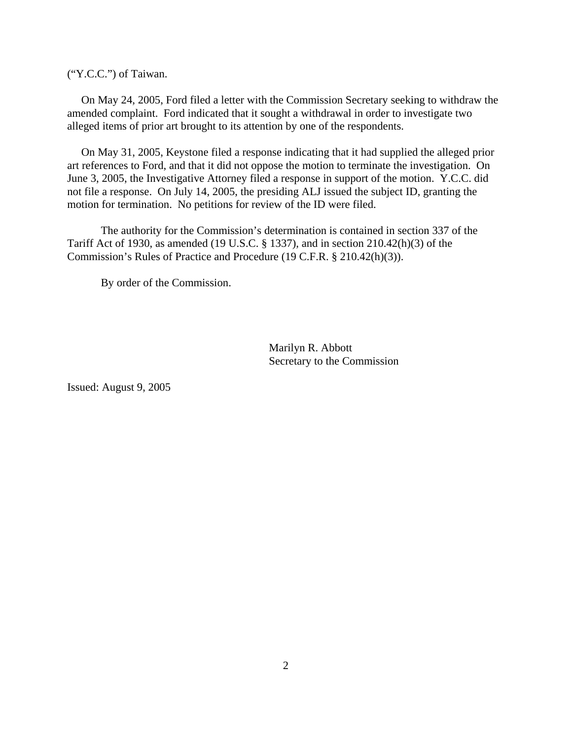("Y.C.C.") of Taiwan.

On May 24, 2005, Ford filed a letter with the Commission Secretary seeking to withdraw the amended complaint. Ford indicated that it sought a withdrawal in order to investigate two alleged items of prior art brought to its attention by one of the respondents.

On May 31, 2005, Keystone filed a response indicating that it had supplied the alleged prior art references to Ford, and that it did not oppose the motion to terminate the investigation. On June 3, 2005, the Investigative Attorney filed a response in support of the motion. Y.C.C. did not file a response. On July 14, 2005, the presiding ALJ issued the subject ID, granting the motion for termination. No petitions for review of the ID were filed.

The authority for the Commission's determination is contained in section 337 of the Tariff Act of 1930, as amended (19 U.S.C. § 1337), and in section 210.42(h)(3) of the Commission's Rules of Practice and Procedure (19 C.F.R. § 210.42(h)(3)).

By order of the Commission.

Marilyn R. Abbott
Secretary to the Commission

Issued: August 9, 2005